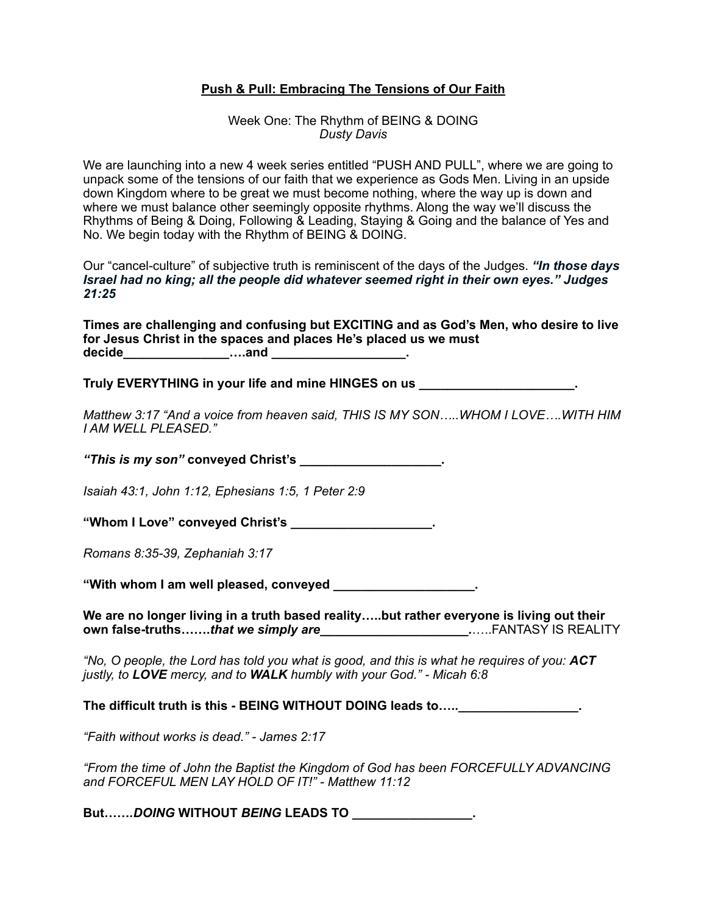**Push & Pull: Embracing The Tensions of Our Faith**

Week One: The Rhythm of BEING & DOING
*Dusty Davis*

We are launching into a new 4 week series entitled "PUSH AND PULL", where we are going to unpack some of the tensions of our faith that we experience as Gods Men. Living in an upside down Kingdom where to be great we must become nothing, where the way up is down and where we must balance other seemingly opposite rhythms. Along the way we'll discuss the Rhythms of Being & Doing, Following & Leading, Staying & Going and the balance of Yes and No. We begin today with the Rhythm of BEING & DOING.

Our "cancel-culture" of subjective truth is reminiscent of the days of the Judges. ***"In those days Israel had no king; all the people did whatever seemed right in their own eyes." Judges 21:25***

**Times are challenging and confusing but EXCITING and as God's Men, who desire to live for Jesus Christ in the spaces and places He's placed us we must decide_______________….and ___________________.**

**Truly EVERYTHING in your life and mine HINGES on us ______________________.**

*Matthew 3:17 "And a voice from heaven said, THIS IS MY SON…..WHOM I LOVE….WITH HIM I AM WELL PLEASED."*

***"This is my son"* conveyed Christ's ____________________.**

*Isaiah 43:1, John 1:12, Ephesians 1:5, 1 Peter 2:9*

**"Whom I Love" conveyed Christ's ____________________.**

*Romans 8:35-39, Zephaniah 3:17*

**"With whom I am well pleased, conveyed ____________________.**

**We are no longer living in a truth based reality…..but rather everyone is living out their own false-truths…….*that we simply are*_____________________.**…..FANTASY IS REALITY

*"No, O people, the Lord has told you what is good, and this is what he requires of you: **ACT** justly, to **LOVE** mercy, and to **WALK** humbly with your God." - Micah 6:8*

**The difficult truth is this - BEING WITHOUT DOING leads to…..________________.**

*"Faith without works is dead." - James 2:17*

*"From the time of John the Baptist the Kingdom of God has been FORCEFULLY ADVANCING and FORCEFUL MEN LAY HOLD OF IT!" - Matthew 11:12*

**But…….*DOING* WITHOUT *BEING* LEADS TO ________________.**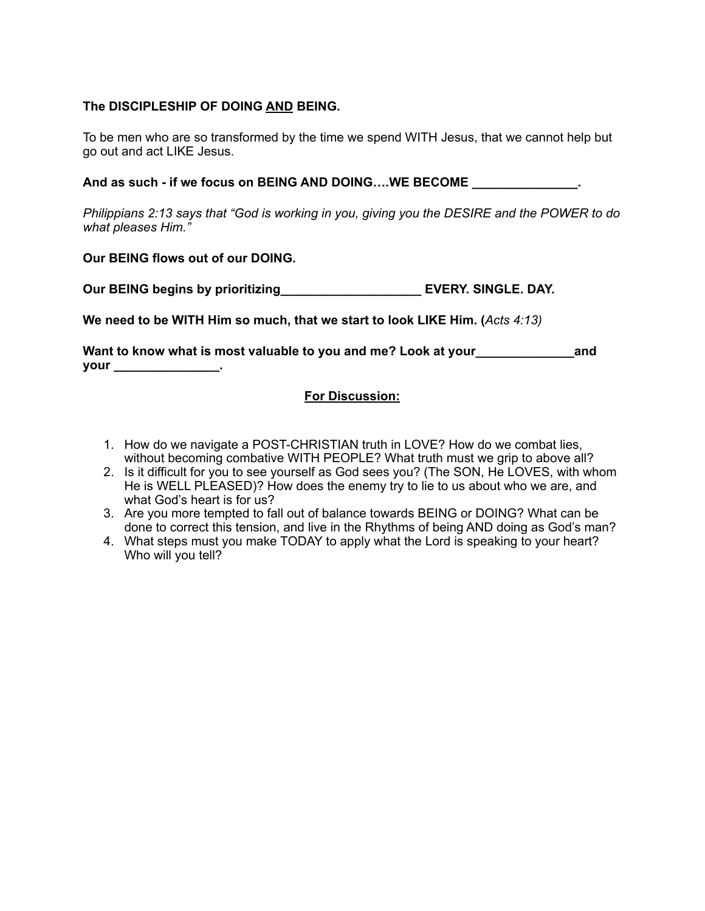**The DISCIPLESHIP OF DOING <u>AND</u> BEING.**

To be men who are so transformed by the time we spend WITH Jesus, that we cannot help but go out and act LIKE Jesus.

**And as such - if we focus on BEING AND DOING….WE BECOME _______________.**

*Philippians 2:13 says that "God is working in you, giving you the DESIRE and the POWER to do what pleases Him."*

**Our BEING flows out of our DOING.**

**Our BEING begins by prioritizing____________________ EVERY. SINGLE. DAY.**

**We need to be WITH Him so much, that we start to look LIKE Him. (***Acts 4:13)*

**Want to know what is most valuable to you and me? Look at your______________and your _______________.**

<u>**For Discussion:**</u>

1. How do we navigate a POST-CHRISTIAN truth in LOVE? How do we combat lies, without becoming combative WITH PEOPLE? What truth must we grip to above all?
2. Is it difficult for you to see yourself as God sees you? (The SON, He LOVES, with whom He is WELL PLEASED)? How does the enemy try to lie to us about who we are, and what God's heart is for us?
3. Are you more tempted to fall out of balance towards BEING or DOING? What can be done to correct this tension, and live in the Rhythms of being AND doing as God's man?
4. What steps must you make TODAY to apply what the Lord is speaking to your heart? Who will you tell?